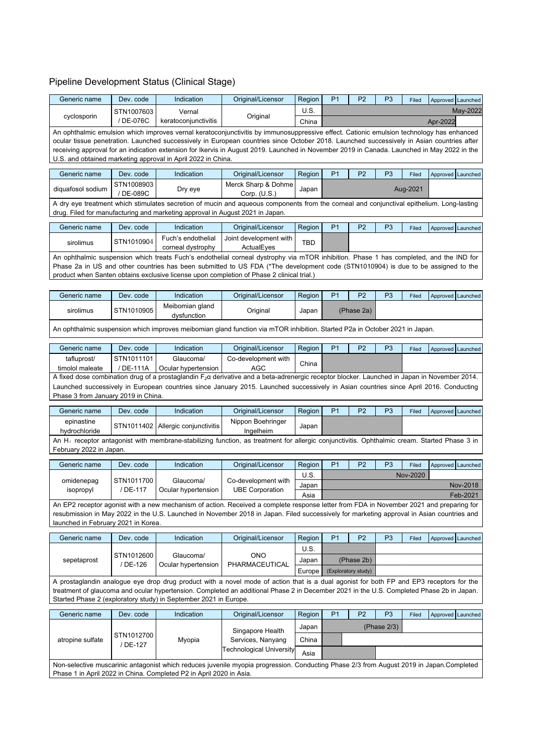## Pipeline Development Status (Clinical Stage)

| Generic name | Dev. code | Indication | Original/Licensor | Region | P1 | P2 | P3 | Filed | Approved | Launched |
|---|---|---|---|---|---|---|---|---|---|---|
| cyclosporin | STN1007603 / DE-076C | Vernal keratoconjunctivitis | Original | U.S. | | | | | | May-2022 |
| | | | | China | | | | | Apr-2022 | |

An ophthalmic emulsion which improves vernal keratoconjunctivitis by immunosuppressive effect. Cationic emulsion technology has enhanced ocular tissue penetration. Launched successively in European countries since October 2018. Launched successively in Asian countries after receiving approval for an indication extension for Ikervis in August 2019. Launched in November 2019 in Canada. Launched in May 2022 in the U.S. and obtained marketing approval in April 2022 in China.

| Generic name | Dev. code | Indication | Original/Licensor | Region | P1 | P2 | P3 | Filed | Approved | Launched |
|---|---|---|---|---|---|---|---|---|---|---|
| diquafosol sodium | STN1008903 / DE-089C | Dry eye | Merck Sharp & Dohme Corp. (U.S.) | Japan | | | | Aug-2021 | | |

A dry eye treatment which stimulates secretion of mucin and aqueous components from the corneal and conjunctival epithelium. Long-lasting drug. Filed for manufacturing and marketing approval in August 2021 in Japan.

| Generic name | Dev. code | Indication | Original/Licensor | Region | P1 | P2 | P3 | Filed | Approved | Launched |
|---|---|---|---|---|---|---|---|---|---|---|
| sirolimus | STN1010904 | Fuch's endothelial corneal dystrophy | Joint development with ActualEyes | TBD | | | | | | |

An ophthalmic suspension which treats Fuch's endothelial corneal dystrophy via mTOR inhibition. Phase 1 has completed, and the IND for Phase 2a in US and other countries has been submitted to US FDA (*The development code (STN1010904) is due to be assigned to the product when Santen obtains exclusive license upon completion of Phase 2 clinical trial.)

| Generic name | Dev. code | Indication | Original/Licensor | Region | P1 | P2 | P3 | Filed | Approved | Launched |
|---|---|---|---|---|---|---|---|---|---|---|
| sirolimus | STN1010905 | Meibomian gland dysfunction | Original | Japan | | (Phase 2a) | | | | |

An ophthalmic suspension which improves meibomian gland function via mTOR inhibition. Started P2a in October 2021 in Japan.

| Generic name | Dev. code | Indication | Original/Licensor | Region | P1 | P2 | P3 | Filed | Approved | Launched |
|---|---|---|---|---|---|---|---|---|---|---|
| tafluprost/ timolol maleate | STN1011101 / DE-111A | Glaucoma/ Ocular hypertension | Co-development with AGC | China | | | | | | |

A fixed dose combination drug of a prostaglandin $F_2\alpha$ derivative and a beta-adrenergic receptor blocker. Launched in Japan in November 2014. Launched successively in European countries since January 2015. Launched successively in Asian countries since April 2016. Conducting Phase 3 from January 2019 in China.

| Generic name | Dev. code | Indication | Original/Licensor | Region | P1 | P2 | P3 | Filed | Approved | Launched |
|---|---|---|---|---|---|---|---|---|---|---|
| epinastine hydrochloride | STN1011402 | Allergic conjunctivitis | Nippon Boehringer Ingelheim | Japan | | | | | | |

An $H_1$ receptor antagonist with membrane-stabilizing function, as treatment for allergic conjunctivitis. Ophthalmic cream. Started Phase 3 in February 2022 in Japan.

| Generic name | Dev. code | Indication | Original/Licensor | Region | P1 | P2 | P3 | Filed | Approved | Launched |
|---|---|---|---|---|---|---|---|---|---|---|
| omidenepag isopropyl | STN1011700 / DE-117 | Glaucoma/ Ocular hypertension | Co-development with UBE Corporation | U.S. | | | | Nov-2020 | | |
| | | | | Japan | | | | | | Nov-2018 |
| | | | | Asia | | | | | | Feb-2021 |

An EP2 receptor agonist with a new mechanism of action. Received a complete response letter from FDA in November 2021 and preparing for resubmission in May 2022 in the U.S. Launched in November 2018 in Japan. Filed successively for marketing approval in Asian countries and launched in February 2021 in Korea.

| Generic name | Dev. code | Indication | Original/Licensor | Region | P1 | P2 | P3 | Filed | Approved | Launched |
|---|---|---|---|---|---|---|---|---|---|---|
| sepetaprost | STN1012600 / DE-126 | Glaucoma/ Ocular hypertension | ONO PHARMACEUTICAL | U.S. | | | | | | |
| | | | | Japan | | (Phase 2b) | | | | |
| | | | | Europe | | (Exploratory study) | | | | |

A prostaglandin analogue eye drop drug product with a novel mode of action that is a dual agonist for both FP and EP3 receptors for the treatment of glaucoma and ocular hypertension. Completed an additional Phase 2 in December 2021 in the U.S. Completed Phase 2b in Japan. Started Phase 2 (exploratory study) in September 2021 in Europe.

| Generic name | Dev. code | Indication | Original/Licensor | Region | P1 | P2 | P3 | Filed | Approved | Launched |
|---|---|---|---|---|---|---|---|---|---|---|
| atropine sulfate | STN1012700 / DE-127 | Myopia | Singapore Health Services, Nanyang Technological University | Japan | | | (Phase 2/3) | | | |
| | | | | China | | | | | | |
| | | | | Asia | | | | | | |

Non-selective muscarinic antagonist which reduces juvenile myopia progression. Conducting Phase 2/3 from August 2019 in Japan.Completed Phase 1 in April 2022 in China. Completed P2 in April 2020 in Asia.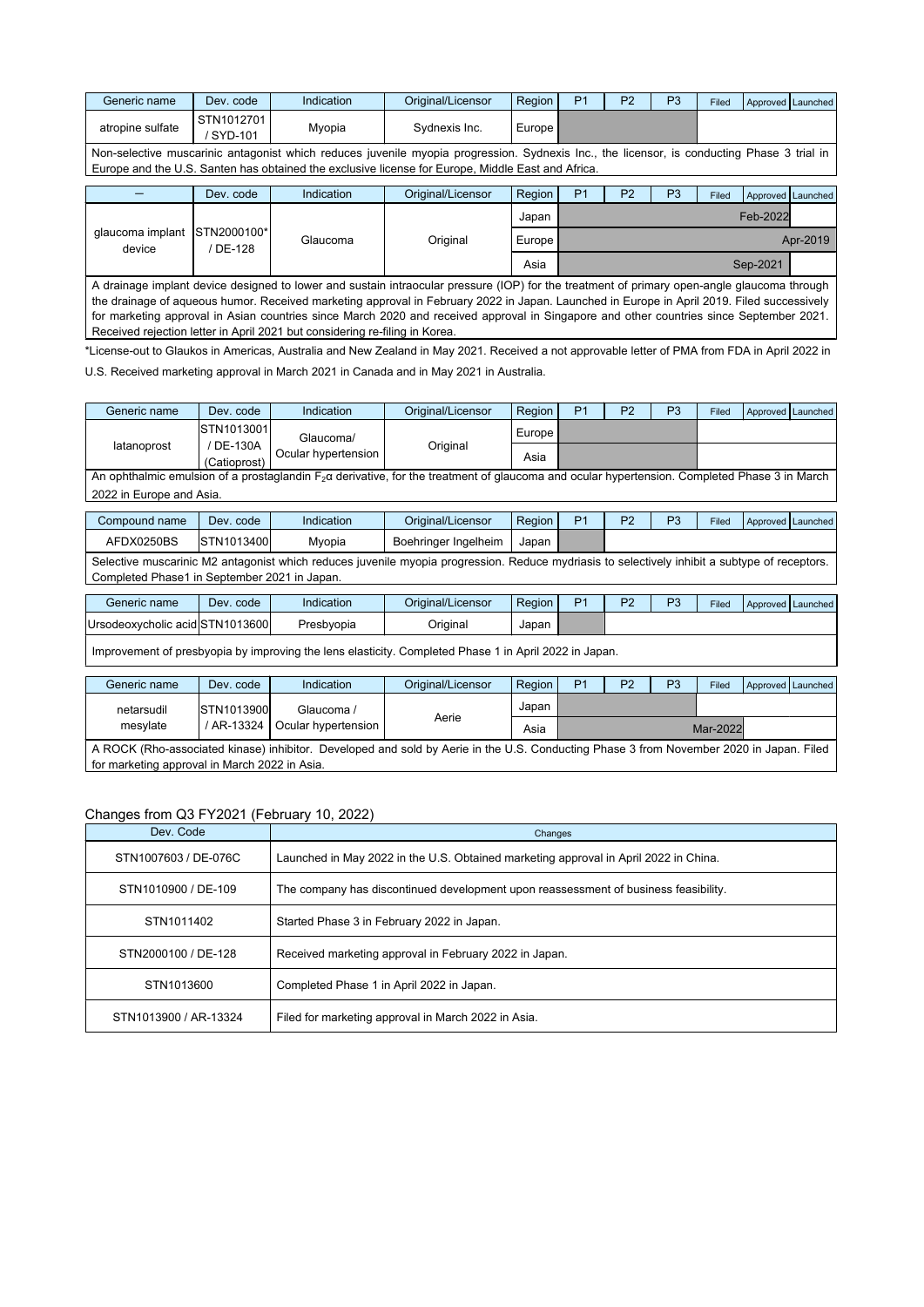| Generic name | Dev. code | Indication | Original/Licensor | Region | P1 | P2 | P3 | Filed | Approved | Launched |
|---|---|---|---|---|---|---|---|---|---|---|
| atropine sulfate | STN1012701 / SYD-101 | Myopia | Sydnexis Inc. | Europe | | | | | | |

Non-selective muscarinic antagonist which reduces juvenile myopia progression. Sydnexis Inc., the licensor, is conducting Phase 3 trial in Europe and the U.S. Santen has obtained the exclusive license for Europe, Middle East and Africa.

| — | Dev. code | Indication | Original/Licensor | Region | P1 | P2 | P3 | Filed | Approved | Launched |
|---|---|---|---|---|---|---|---|---|---|---|
| glaucoma implant device | STN2000100* / DE-128 | Glaucoma | Original | Japan | | | | | Feb-2022 | |
| | | | | Europe | | | | | | Apr-2019 |
| | | | | Asia | | | | | Sep-2021 | |

A drainage implant device designed to lower and sustain intraocular pressure (IOP) for the treatment of primary open-angle glaucoma through the drainage of aqueous humor. Received marketing approval in February 2022 in Japan. Launched in Europe in April 2019. Filed successively for marketing approval in Asian countries since March 2020 and received approval in Singapore and other countries since September 2021. Received rejection letter in April 2021 but considering re-filing in Korea.

*License-out to Glaukos in Americas, Australia and New Zealand in May 2021. Received a not approvable letter of PMA from FDA in April 2022 in U.S. Received marketing approval in March 2021 in Canada and in May 2021 in Australia.

| Generic name | Dev. code | Indication | Original/Licensor | Region | P1 | P2 | P3 | Filed | Approved | Launched |
|---|---|---|---|---|---|---|---|---|---|---|
| latanoprost | STN1013001 / DE-130A (Catioprost) | Glaucoma/ Ocular hypertension | Original | Europe | | | | | | |
| | | | | Asia | | | | | | |

An ophthalmic emulsion of a prostaglandin $F_2\alpha$ derivative, for the treatment of glaucoma and ocular hypertension. Completed Phase 3 in March 2022 in Europe and Asia.

| Compound name | Dev. code | Indication | Original/Licensor | Region | P1 | P2 | P3 | Filed | Approved | Launched |
|---|---|---|---|---|---|---|---|---|---|---|
| AFDX0250BS | STN1013400 | Myopia | Boehringer Ingelheim | Japan | | | | | | |

Selective muscarinic M2 antagonist which reduces juvenile myopia progression. Reduce mydriasis to selectively inhibit a subtype of receptors. Completed Phase1 in September 2021 in Japan.

| Generic name | Dev. code | Indication | Original/Licensor | Region | P1 | P2 | P3 | Filed | Approved | Launched |
|---|---|---|---|---|---|---|---|---|---|---|
| Ursodeoxycholic acid | STN1013600 | Presbyopia | Original | Japan | | | | | | |

Improvement of presbyopia by improving the lens elasticity. Completed Phase 1 in April 2022 in Japan.

| Generic name | Dev. code | Indication | Original/Licensor | Region | P1 | P2 | P3 | Filed | Approved | Launched |
|---|---|---|---|---|---|---|---|---|---|---|
| netarsudil mesylate | STN1013900 / AR-13324 | Glaucoma / Ocular hypertension | Aerie | Japan | | | | | | |
| | | | | Asia | | | | Mar-2022 | | |

A ROCK (Rho-associated kinase) inhibitor. Developed and sold by Aerie in the U.S. Conducting Phase 3 from November 2020 in Japan. Filed for marketing approval in March 2022 in Asia.

## Changes from Q3 FY2021 (February 10, 2022)

| Dev. Code | Changes |
|---|---|
| STN1007603 / DE-076C | Launched in May 2022 in the U.S. Obtained marketing approval in April 2022 in China. |
| STN1010900 / DE-109 | The company has discontinued development upon reassessment of business feasibility. |
| STN1011402 | Started Phase 3 in February 2022 in Japan. |
| STN2000100 / DE-128 | Received marketing approval in February 2022 in Japan. |
| STN1013600 | Completed Phase 1 in April 2022 in Japan. |
| STN1013900 / AR-13324 | Filed for marketing approval in March 2022 in Asia. |